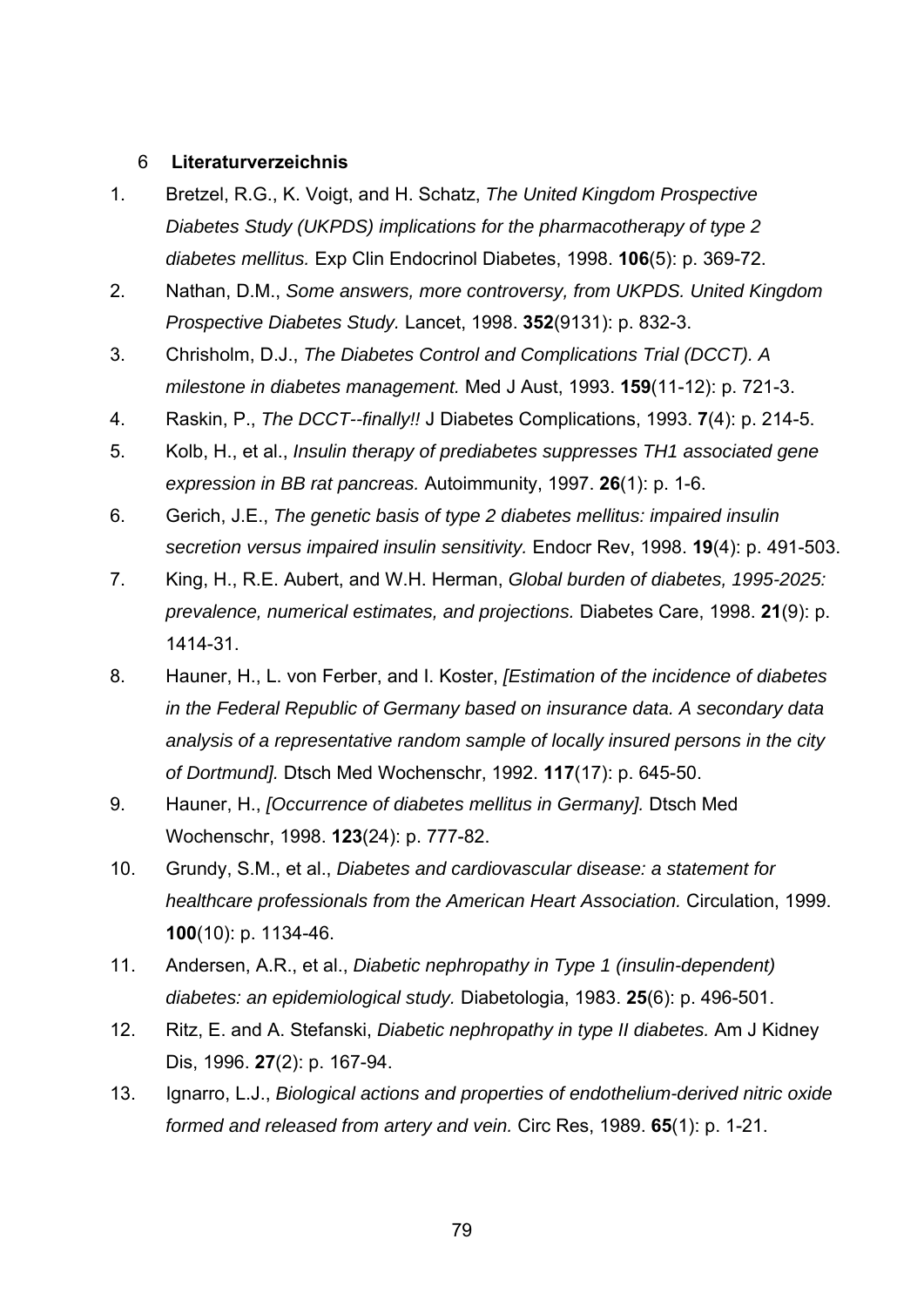## 6 Literaturverzeichnis

1. Bretzel, R.G., K. Voigt, and H. Schatz, *The United Kingdom Prospective Diabetes Study (UKPDS) implications for the pharmacotherapy of type 2 diabetes mellitus.* Exp Clin Endocrinol Diabetes, 1998. **106**(5): p. 369-72.
2. Nathan, D.M., *Some answers, more controversy, from UKPDS. United Kingdom Prospective Diabetes Study.* Lancet, 1998. **352**(9131): p. 832-3.
3. Chrisholm, D.J., *The Diabetes Control and Complications Trial (DCCT). A milestone in diabetes management.* Med J Aust, 1993. **159**(11-12): p. 721-3.
4. Raskin, P., *The DCCT--finally!!* J Diabetes Complications, 1993. **7**(4): p. 214-5.
5. Kolb, H., et al., *Insulin therapy of prediabetes suppresses TH1 associated gene expression in BB rat pancreas.* Autoimmunity, 1997. **26**(1): p. 1-6.
6. Gerich, J.E., *The genetic basis of type 2 diabetes mellitus: impaired insulin secretion versus impaired insulin sensitivity.* Endocr Rev, 1998. **19**(4): p. 491-503.
7. King, H., R.E. Aubert, and W.H. Herman, *Global burden of diabetes, 1995-2025: prevalence, numerical estimates, and projections.* Diabetes Care, 1998. **21**(9): p. 1414-31.
8. Hauner, H., L. von Ferber, and I. Koster, *[Estimation of the incidence of diabetes in the Federal Republic of Germany based on insurance data. A secondary data analysis of a representative random sample of locally insured persons in the city of Dortmund].* Dtsch Med Wochenschr, 1992. **117**(17): p. 645-50.
9. Hauner, H., *[Occurrence of diabetes mellitus in Germany].* Dtsch Med Wochenschr, 1998. **123**(24): p. 777-82.
10. Grundy, S.M., et al., *Diabetes and cardiovascular disease: a statement for healthcare professionals from the American Heart Association.* Circulation, 1999. **100**(10): p. 1134-46.
11. Andersen, A.R., et al., *Diabetic nephropathy in Type 1 (insulin-dependent) diabetes: an epidemiological study.* Diabetologia, 1983. **25**(6): p. 496-501.
12. Ritz, E. and A. Stefanski, *Diabetic nephropathy in type II diabetes.* Am J Kidney Dis, 1996. **27**(2): p. 167-94.
13. Ignarro, L.J., *Biological actions and properties of endothelium-derived nitric oxide formed and released from artery and vein.* Circ Res, 1989. **65**(1): p. 1-21.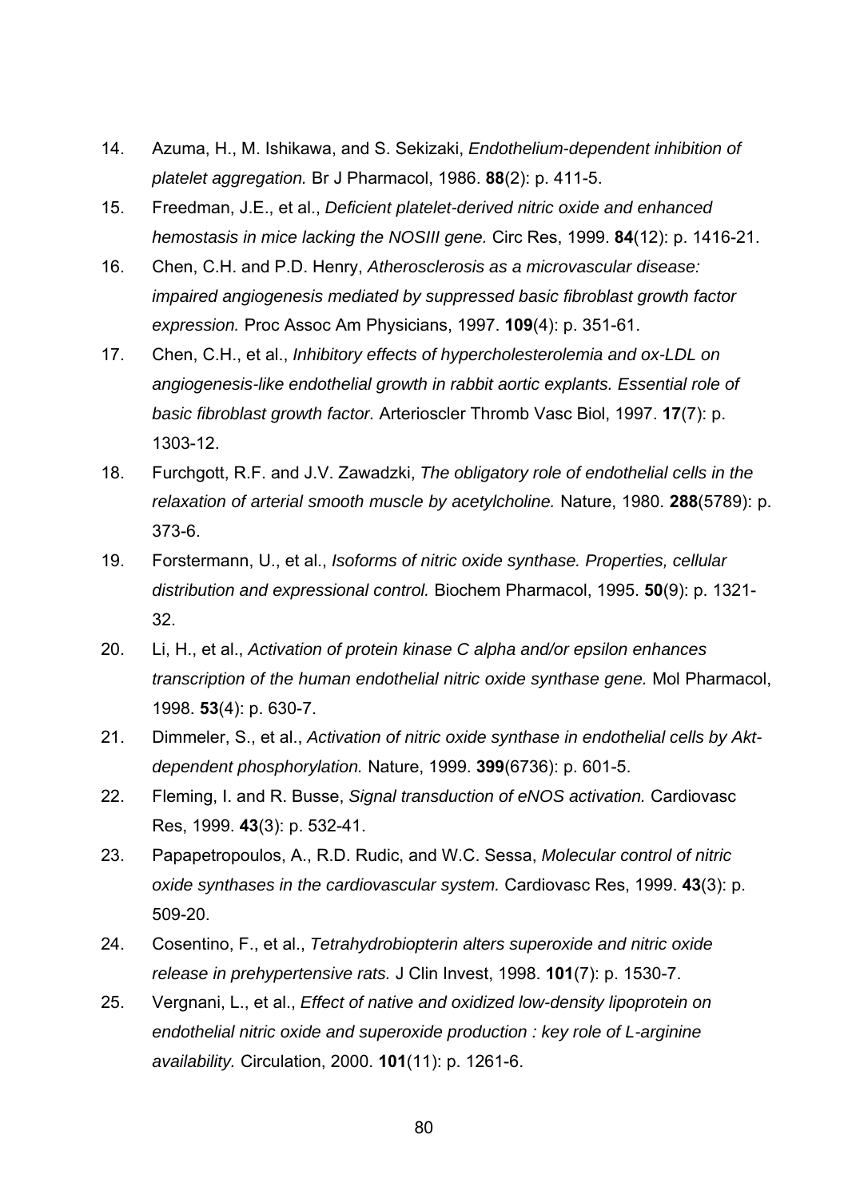14. Azuma, H., M. Ishikawa, and S. Sekizaki, *Endothelium-dependent inhibition of platelet aggregation.* Br J Pharmacol, 1986. **88**(2): p. 411-5.
15. Freedman, J.E., et al., *Deficient platelet-derived nitric oxide and enhanced hemostasis in mice lacking the NOSIII gene.* Circ Res, 1999. **84**(12): p. 1416-21.
16. Chen, C.H. and P.D. Henry, *Atherosclerosis as a microvascular disease: impaired angiogenesis mediated by suppressed basic fibroblast growth factor expression.* Proc Assoc Am Physicians, 1997. **109**(4): p. 351-61.
17. Chen, C.H., et al., *Inhibitory effects of hypercholesterolemia and ox-LDL on angiogenesis-like endothelial growth in rabbit aortic explants. Essential role of basic fibroblast growth factor.* Arterioscler Thromb Vasc Biol, 1997. **17**(7): p. 1303-12.
18. Furchgott, R.F. and J.V. Zawadzki, *The obligatory role of endothelial cells in the relaxation of arterial smooth muscle by acetylcholine.* Nature, 1980. **288**(5789): p. 373-6.
19. Forstermann, U., et al., *Isoforms of nitric oxide synthase. Properties, cellular distribution and expressional control.* Biochem Pharmacol, 1995. **50**(9): p. 1321-32.
20. Li, H., et al., *Activation of protein kinase C alpha and/or epsilon enhances transcription of the human endothelial nitric oxide synthase gene.* Mol Pharmacol, 1998. **53**(4): p. 630-7.
21. Dimmeler, S., et al., *Activation of nitric oxide synthase in endothelial cells by Akt-dependent phosphorylation.* Nature, 1999. **399**(6736): p. 601-5.
22. Fleming, I. and R. Busse, *Signal transduction of eNOS activation.* Cardiovasc Res, 1999. **43**(3): p. 532-41.
23. Papapetropoulos, A., R.D. Rudic, and W.C. Sessa, *Molecular control of nitric oxide synthases in the cardiovascular system.* Cardiovasc Res, 1999. **43**(3): p. 509-20.
24. Cosentino, F., et al., *Tetrahydrobiopterin alters superoxide and nitric oxide release in prehypertensive rats.* J Clin Invest, 1998. **101**(7): p. 1530-7.
25. Vergnani, L., et al., *Effect of native and oxidized low-density lipoprotein on endothelial nitric oxide and superoxide production : key role of L-arginine availability.* Circulation, 2000. **101**(11): p. 1261-6.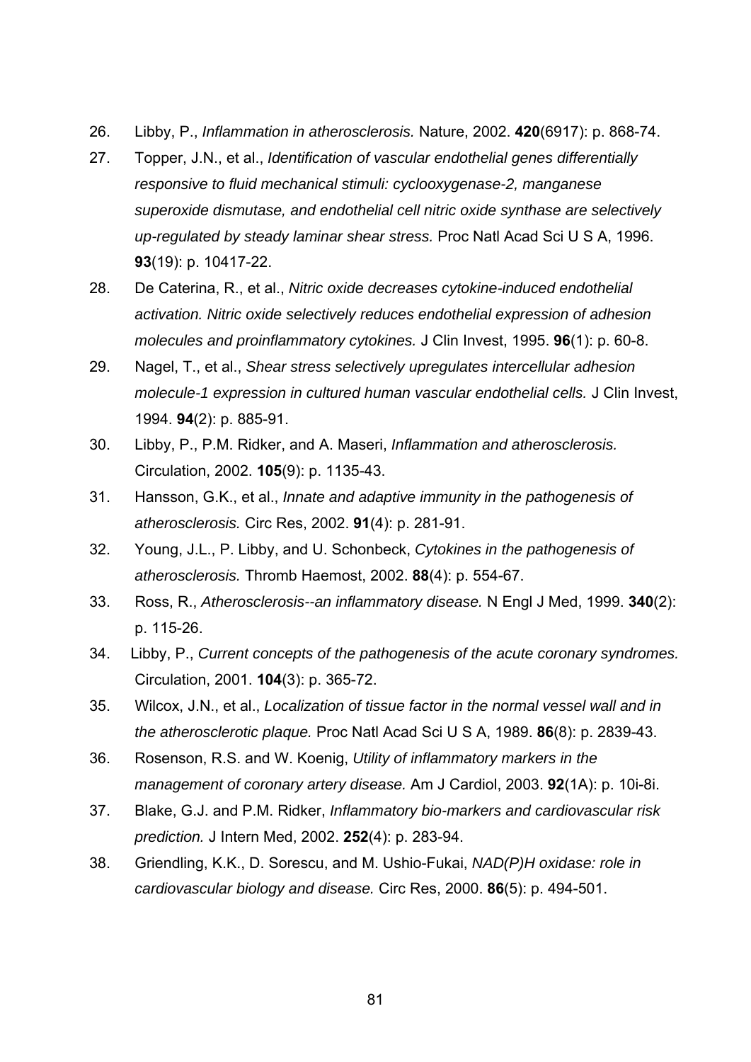26. Libby, P., *Inflammation in atherosclerosis.* Nature, 2002. **420**(6917): p. 868-74.
27. Topper, J.N., et al., *Identification of vascular endothelial genes differentially responsive to fluid mechanical stimuli: cyclooxygenase-2, manganese superoxide dismutase, and endothelial cell nitric oxide synthase are selectively up-regulated by steady laminar shear stress.* Proc Natl Acad Sci U S A, 1996. **93**(19): p. 10417-22.
28. De Caterina, R., et al., *Nitric oxide decreases cytokine-induced endothelial activation. Nitric oxide selectively reduces endothelial expression of adhesion molecules and proinflammatory cytokines.* J Clin Invest, 1995. **96**(1): p. 60-8.
29. Nagel, T., et al., *Shear stress selectively upregulates intercellular adhesion molecule-1 expression in cultured human vascular endothelial cells.* J Clin Invest, 1994. **94**(2): p. 885-91.
30. Libby, P., P.M. Ridker, and A. Maseri, *Inflammation and atherosclerosis.* Circulation, 2002. **105**(9): p. 1135-43.
31. Hansson, G.K., et al., *Innate and adaptive immunity in the pathogenesis of atherosclerosis.* Circ Res, 2002. **91**(4): p. 281-91.
32. Young, J.L., P. Libby, and U. Schonbeck, *Cytokines in the pathogenesis of atherosclerosis.* Thromb Haemost, 2002. **88**(4): p. 554-67.
33. Ross, R., *Atherosclerosis--an inflammatory disease.* N Engl J Med, 1999. **340**(2): p. 115-26.
34. Libby, P., *Current concepts of the pathogenesis of the acute coronary syndromes.* Circulation, 2001. **104**(3): p. 365-72.
35. Wilcox, J.N., et al., *Localization of tissue factor in the normal vessel wall and in the atherosclerotic plaque.* Proc Natl Acad Sci U S A, 1989. **86**(8): p. 2839-43.
36. Rosenson, R.S. and W. Koenig, *Utility of inflammatory markers in the management of coronary artery disease.* Am J Cardiol, 2003. **92**(1A): p. 10i-8i.
37. Blake, G.J. and P.M. Ridker, *Inflammatory bio-markers and cardiovascular risk prediction.* J Intern Med, 2002. **252**(4): p. 283-94.
38. Griendling, K.K., D. Sorescu, and M. Ushio-Fukai, *NAD(P)H oxidase: role in cardiovascular biology and disease.* Circ Res, 2000. **86**(5): p. 494-501.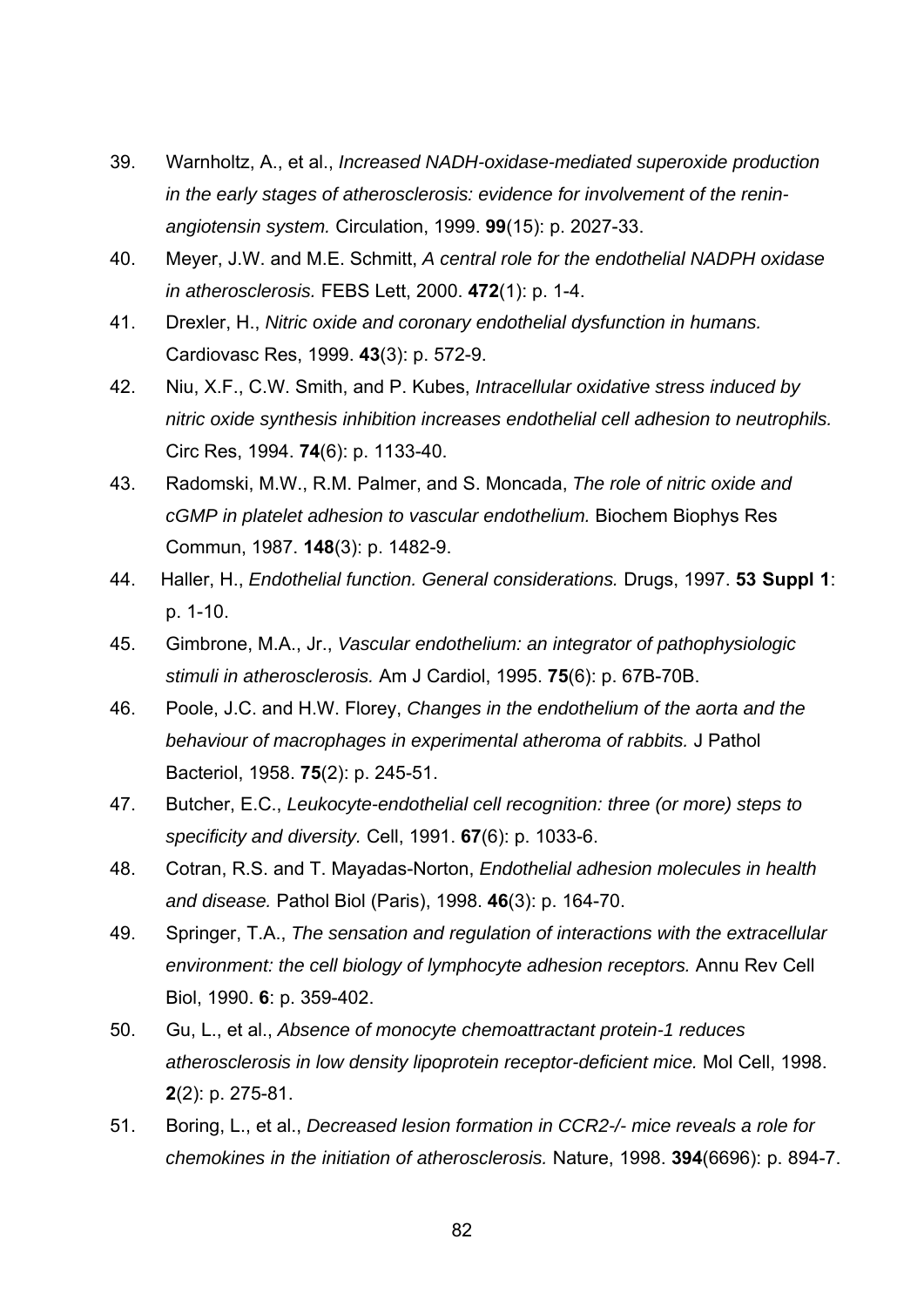39. Warnholtz, A., et al., *Increased NADH-oxidase-mediated superoxide production in the early stages of atherosclerosis: evidence for involvement of the renin-angiotensin system.* Circulation, 1999. **99**(15): p. 2027-33.
40. Meyer, J.W. and M.E. Schmitt, *A central role for the endothelial NADPH oxidase in atherosclerosis.* FEBS Lett, 2000. **472**(1): p. 1-4.
41. Drexler, H., *Nitric oxide and coronary endothelial dysfunction in humans.* Cardiovasc Res, 1999. **43**(3): p. 572-9.
42. Niu, X.F., C.W. Smith, and P. Kubes, *Intracellular oxidative stress induced by nitric oxide synthesis inhibition increases endothelial cell adhesion to neutrophils.* Circ Res, 1994. **74**(6): p. 1133-40.
43. Radomski, M.W., R.M. Palmer, and S. Moncada, *The role of nitric oxide and cGMP in platelet adhesion to vascular endothelium.* Biochem Biophys Res Commun, 1987. **148**(3): p. 1482-9.
44. Haller, H., *Endothelial function. General considerations.* Drugs, 1997. **53 Suppl 1**: p. 1-10.
45. Gimbrone, M.A., Jr., *Vascular endothelium: an integrator of pathophysiologic stimuli in atherosclerosis.* Am J Cardiol, 1995. **75**(6): p. 67B-70B.
46. Poole, J.C. and H.W. Florey, *Changes in the endothelium of the aorta and the behaviour of macrophages in experimental atheroma of rabbits.* J Pathol Bacteriol, 1958. **75**(2): p. 245-51.
47. Butcher, E.C., *Leukocyte-endothelial cell recognition: three (or more) steps to specificity and diversity.* Cell, 1991. **67**(6): p. 1033-6.
48. Cotran, R.S. and T. Mayadas-Norton, *Endothelial adhesion molecules in health and disease.* Pathol Biol (Paris), 1998. **46**(3): p. 164-70.
49. Springer, T.A., *The sensation and regulation of interactions with the extracellular environment: the cell biology of lymphocyte adhesion receptors.* Annu Rev Cell Biol, 1990. **6**: p. 359-402.
50. Gu, L., et al., *Absence of monocyte chemoattractant protein-1 reduces atherosclerosis in low density lipoprotein receptor-deficient mice.* Mol Cell, 1998. **2**(2): p. 275-81.
51. Boring, L., et al., *Decreased lesion formation in CCR2-/- mice reveals a role for chemokines in the initiation of atherosclerosis.* Nature, 1998. **394**(6696): p. 894-7.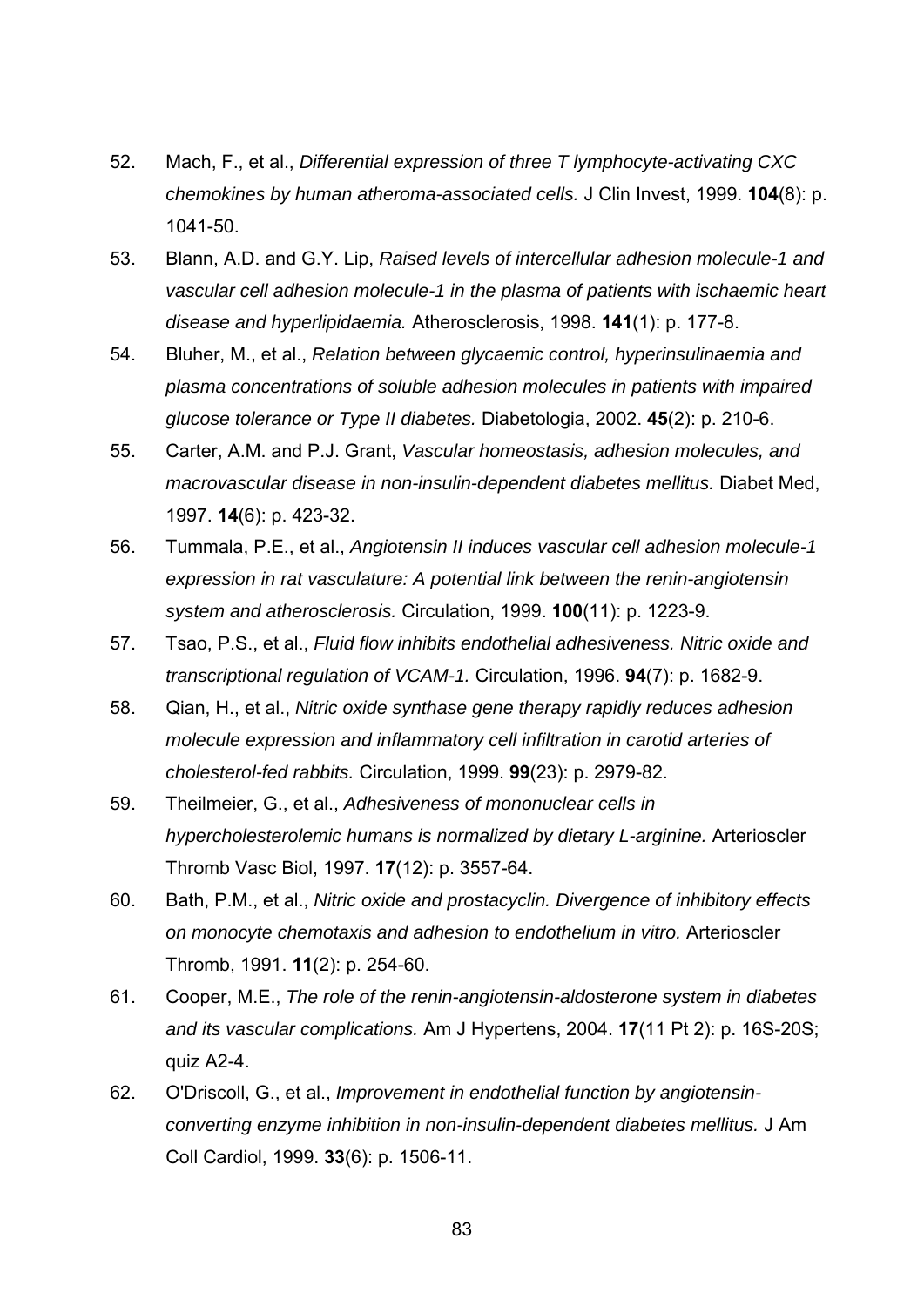52. Mach, F., et al., *Differential expression of three T lymphocyte-activating CXC chemokines by human atheroma-associated cells.* J Clin Invest, 1999. **104**(8): p. 1041-50.
53. Blann, A.D. and G.Y. Lip, *Raised levels of intercellular adhesion molecule-1 and vascular cell adhesion molecule-1 in the plasma of patients with ischaemic heart disease and hyperlipidaemia.* Atherosclerosis, 1998. **141**(1): p. 177-8.
54. Bluher, M., et al., *Relation between glycaemic control, hyperinsulinaemia and plasma concentrations of soluble adhesion molecules in patients with impaired glucose tolerance or Type II diabetes.* Diabetologia, 2002. **45**(2): p. 210-6.
55. Carter, A.M. and P.J. Grant, *Vascular homeostasis, adhesion molecules, and macrovascular disease in non-insulin-dependent diabetes mellitus.* Diabet Med, 1997. **14**(6): p. 423-32.
56. Tummala, P.E., et al., *Angiotensin II induces vascular cell adhesion molecule-1 expression in rat vasculature: A potential link between the renin-angiotensin system and atherosclerosis.* Circulation, 1999. **100**(11): p. 1223-9.
57. Tsao, P.S., et al., *Fluid flow inhibits endothelial adhesiveness. Nitric oxide and transcriptional regulation of VCAM-1.* Circulation, 1996. **94**(7): p. 1682-9.
58. Qian, H., et al., *Nitric oxide synthase gene therapy rapidly reduces adhesion molecule expression and inflammatory cell infiltration in carotid arteries of cholesterol-fed rabbits.* Circulation, 1999. **99**(23): p. 2979-82.
59. Theilmeier, G., et al., *Adhesiveness of mononuclear cells in hypercholesterolemic humans is normalized by dietary L-arginine.* Arterioscler Thromb Vasc Biol, 1997. **17**(12): p. 3557-64.
60. Bath, P.M., et al., *Nitric oxide and prostacyclin. Divergence of inhibitory effects on monocyte chemotaxis and adhesion to endothelium in vitro.* Arterioscler Thromb, 1991. **11**(2): p. 254-60.
61. Cooper, M.E., *The role of the renin-angiotensin-aldosterone system in diabetes and its vascular complications.* Am J Hypertens, 2004. **17**(11 Pt 2): p. 16S-20S; quiz A2-4.
62. O'Driscoll, G., et al., *Improvement in endothelial function by angiotensin-converting enzyme inhibition in non-insulin-dependent diabetes mellitus.* J Am Coll Cardiol, 1999. **33**(6): p. 1506-11.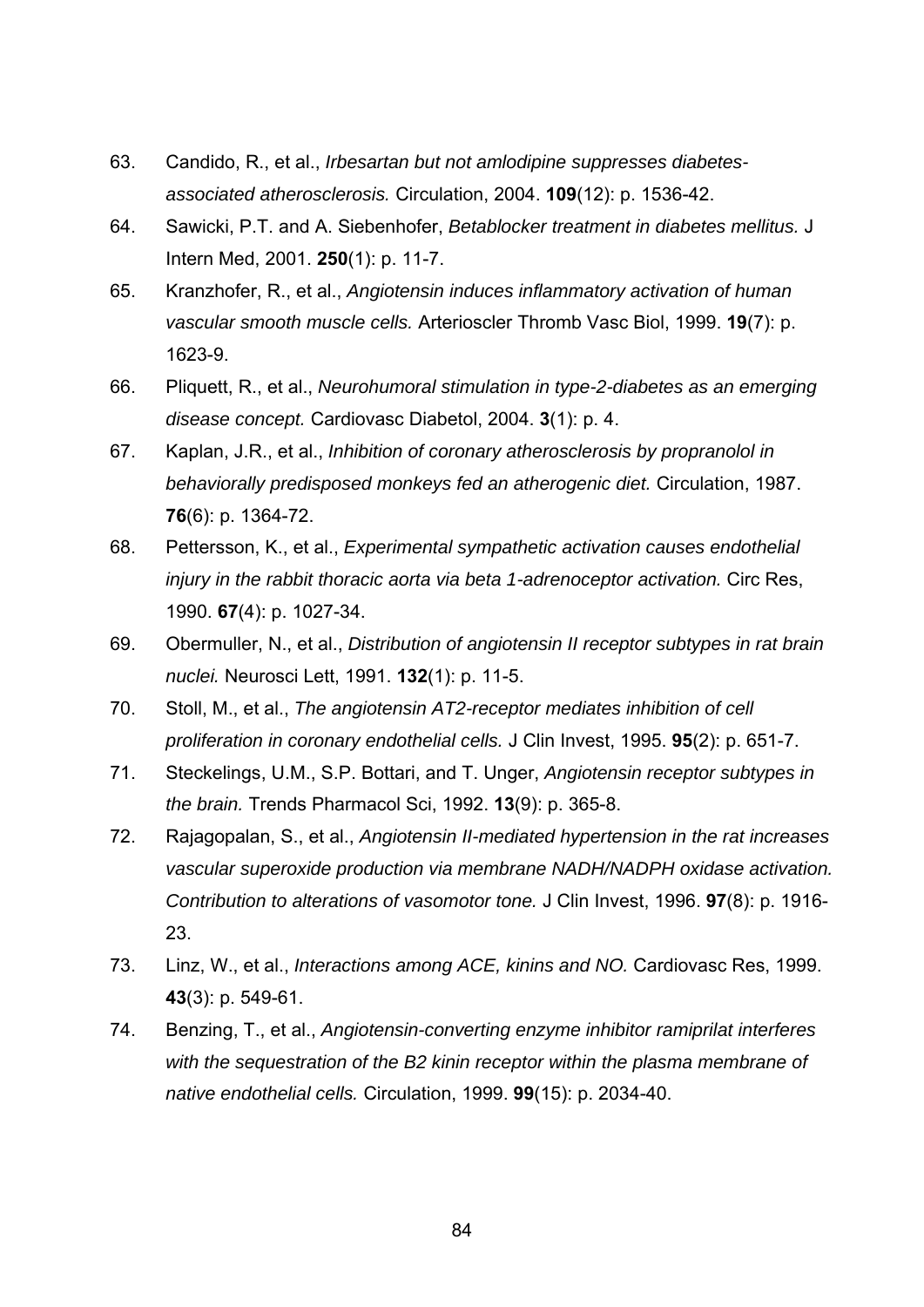63. Candido, R., et al., *Irbesartan but not amlodipine suppresses diabetes-associated atherosclerosis.* Circulation, 2004. **109**(12): p. 1536-42.
64. Sawicki, P.T. and A. Siebenhofer, *Betablocker treatment in diabetes mellitus.* J Intern Med, 2001. **250**(1): p. 11-7.
65. Kranzhofer, R., et al., *Angiotensin induces inflammatory activation of human vascular smooth muscle cells.* Arterioscler Thromb Vasc Biol, 1999. **19**(7): p. 1623-9.
66. Pliquett, R., et al., *Neurohumoral stimulation in type-2-diabetes as an emerging disease concept.* Cardiovasc Diabetol, 2004. **3**(1): p. 4.
67. Kaplan, J.R., et al., *Inhibition of coronary atherosclerosis by propranolol in behaviorally predisposed monkeys fed an atherogenic diet.* Circulation, 1987. **76**(6): p. 1364-72.
68. Pettersson, K., et al., *Experimental sympathetic activation causes endothelial injury in the rabbit thoracic aorta via beta 1-adrenoceptor activation.* Circ Res, 1990. **67**(4): p. 1027-34.
69. Obermuller, N., et al., *Distribution of angiotensin II receptor subtypes in rat brain nuclei.* Neurosci Lett, 1991. **132**(1): p. 11-5.
70. Stoll, M., et al., *The angiotensin AT2-receptor mediates inhibition of cell proliferation in coronary endothelial cells.* J Clin Invest, 1995. **95**(2): p. 651-7.
71. Steckelings, U.M., S.P. Bottari, and T. Unger, *Angiotensin receptor subtypes in the brain.* Trends Pharmacol Sci, 1992. **13**(9): p. 365-8.
72. Rajagopalan, S., et al., *Angiotensin II-mediated hypertension in the rat increases vascular superoxide production via membrane NADH/NADPH oxidase activation. Contribution to alterations of vasomotor tone.* J Clin Invest, 1996. **97**(8): p. 1916-23.
73. Linz, W., et al., *Interactions among ACE, kinins and NO.* Cardiovasc Res, 1999. **43**(3): p. 549-61.
74. Benzing, T., et al., *Angiotensin-converting enzyme inhibitor ramiprilat interferes with the sequestration of the B2 kinin receptor within the plasma membrane of native endothelial cells.* Circulation, 1999. **99**(15): p. 2034-40.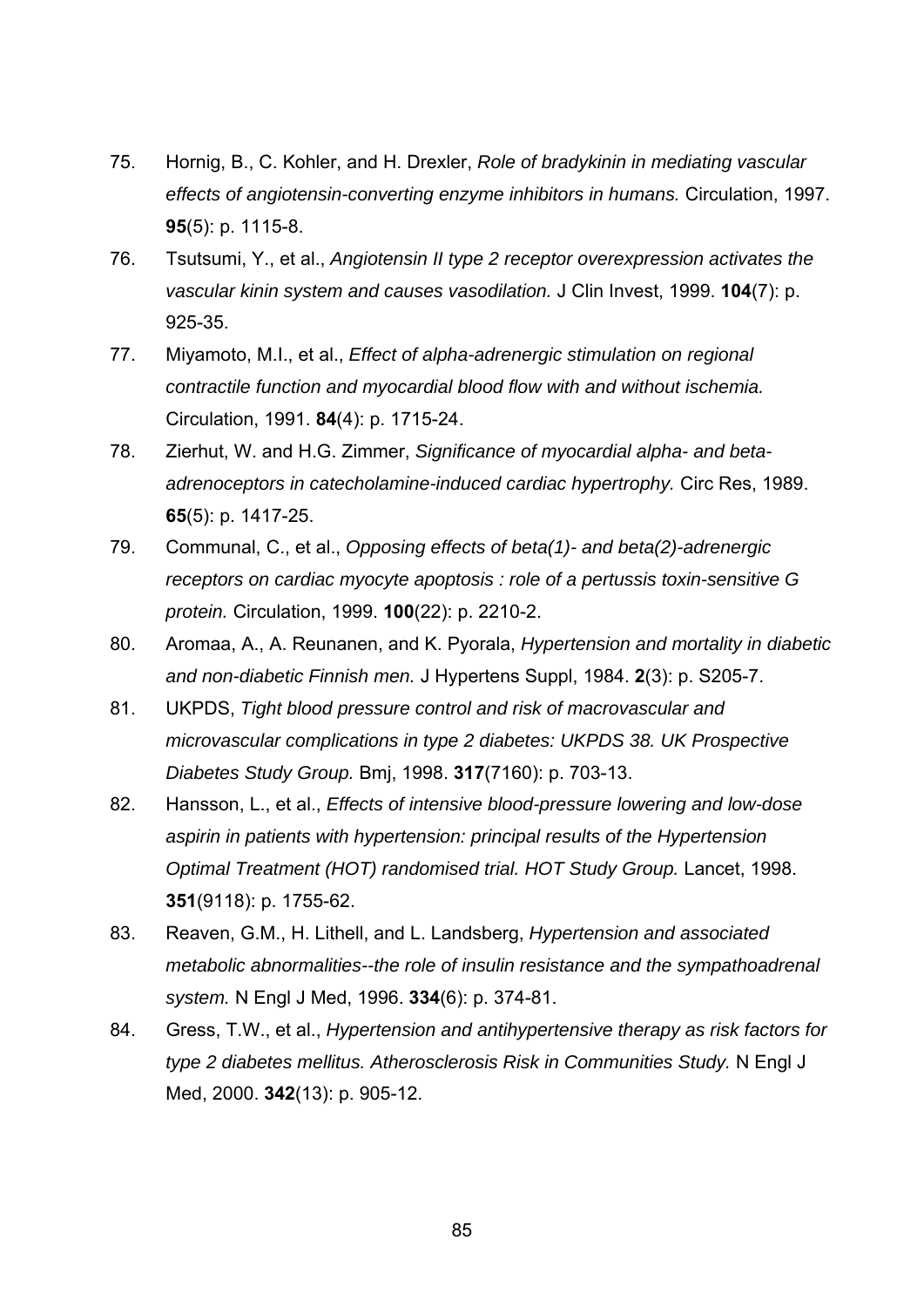75. Hornig, B., C. Kohler, and H. Drexler, *Role of bradykinin in mediating vascular effects of angiotensin-converting enzyme inhibitors in humans.* Circulation, 1997. **95**(5): p. 1115-8.
76. Tsutsumi, Y., et al., *Angiotensin II type 2 receptor overexpression activates the vascular kinin system and causes vasodilation.* J Clin Invest, 1999. **104**(7): p. 925-35.
77. Miyamoto, M.I., et al., *Effect of alpha-adrenergic stimulation on regional contractile function and myocardial blood flow with and without ischemia.* Circulation, 1991. **84**(4): p. 1715-24.
78. Zierhut, W. and H.G. Zimmer, *Significance of myocardial alpha- and beta-adrenoceptors in catecholamine-induced cardiac hypertrophy.* Circ Res, 1989. **65**(5): p. 1417-25.
79. Communal, C., et al., *Opposing effects of beta(1)- and beta(2)-adrenergic receptors on cardiac myocyte apoptosis : role of a pertussis toxin-sensitive G protein.* Circulation, 1999. **100**(22): p. 2210-2.
80. Aromaa, A., A. Reunanen, and K. Pyorala, *Hypertension and mortality in diabetic and non-diabetic Finnish men.* J Hypertens Suppl, 1984. **2**(3): p. S205-7.
81. UKPDS, *Tight blood pressure control and risk of macrovascular and microvascular complications in type 2 diabetes: UKPDS 38. UK Prospective Diabetes Study Group.* Bmj, 1998. **317**(7160): p. 703-13.
82. Hansson, L., et al., *Effects of intensive blood-pressure lowering and low-dose aspirin in patients with hypertension: principal results of the Hypertension Optimal Treatment (HOT) randomised trial. HOT Study Group.* Lancet, 1998. **351**(9118): p. 1755-62.
83. Reaven, G.M., H. Lithell, and L. Landsberg, *Hypertension and associated metabolic abnormalities--the role of insulin resistance and the sympathoadrenal system.* N Engl J Med, 1996. **334**(6): p. 374-81.
84. Gress, T.W., et al., *Hypertension and antihypertensive therapy as risk factors for type 2 diabetes mellitus. Atherosclerosis Risk in Communities Study.* N Engl J Med, 2000. **342**(13): p. 905-12.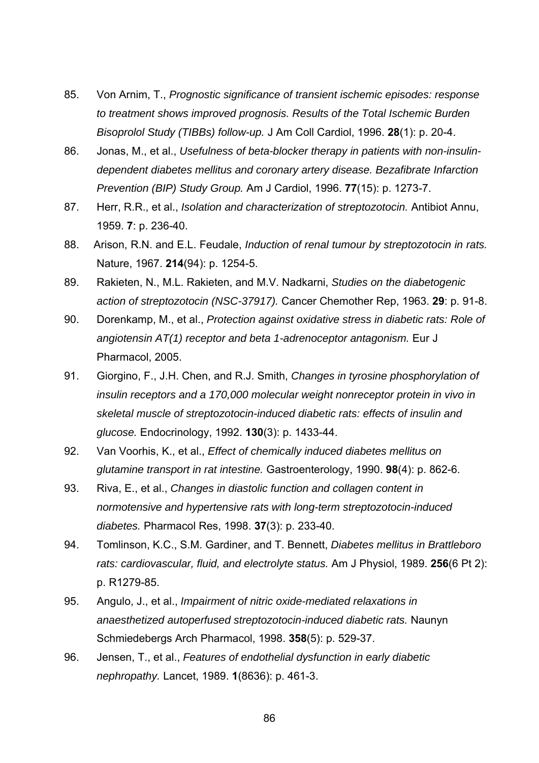85. Von Arnim, T., *Prognostic significance of transient ischemic episodes: response to treatment shows improved prognosis. Results of the Total Ischemic Burden Bisoprolol Study (TIBBs) follow-up.* J Am Coll Cardiol, 1996. **28**(1): p. 20-4.

86. Jonas, M., et al., *Usefulness of beta-blocker therapy in patients with non-insulin-dependent diabetes mellitus and coronary artery disease. Bezafibrate Infarction Prevention (BIP) Study Group.* Am J Cardiol, 1996. **77**(15): p. 1273-7.

87. Herr, R.R., et al., *Isolation and characterization of streptozotocin.* Antibiot Annu, 1959. **7**: p. 236-40.

88. Arison, R.N. and E.L. Feudale, *Induction of renal tumour by streptozotocin in rats.* Nature, 1967. **214**(94): p. 1254-5.

89. Rakieten, N., M.L. Rakieten, and M.V. Nadkarni, *Studies on the diabetogenic action of streptozotocin (NSC-37917).* Cancer Chemother Rep, 1963. **29**: p. 91-8.

90. Dorenkamp, M., et al., *Protection against oxidative stress in diabetic rats: Role of angiotensin AT(1) receptor and beta 1-adrenoceptor antagonism.* Eur J Pharmacol, 2005.

91. Giorgino, F., J.H. Chen, and R.J. Smith, *Changes in tyrosine phosphorylation of insulin receptors and a 170,000 molecular weight nonreceptor protein in vivo in skeletal muscle of streptozotocin-induced diabetic rats: effects of insulin and glucose.* Endocrinology, 1992. **130**(3): p. 1433-44.

92. Van Voorhis, K., et al., *Effect of chemically induced diabetes mellitus on glutamine transport in rat intestine.* Gastroenterology, 1990. **98**(4): p. 862-6.

93. Riva, E., et al., *Changes in diastolic function and collagen content in normotensive and hypertensive rats with long-term streptozotocin-induced diabetes.* Pharmacol Res, 1998. **37**(3): p. 233-40.

94. Tomlinson, K.C., S.M. Gardiner, and T. Bennett, *Diabetes mellitus in Brattleboro rats: cardiovascular, fluid, and electrolyte status.* Am J Physiol, 1989. **256**(6 Pt 2): p. R1279-85.

95. Angulo, J., et al., *Impairment of nitric oxide-mediated relaxations in anaesthetized autoperfused streptozotocin-induced diabetic rats.* Naunyn Schmiedebergs Arch Pharmacol, 1998. **358**(5): p. 529-37.

96. Jensen, T., et al., *Features of endothelial dysfunction in early diabetic nephropathy.* Lancet, 1989. **1**(8636): p. 461-3.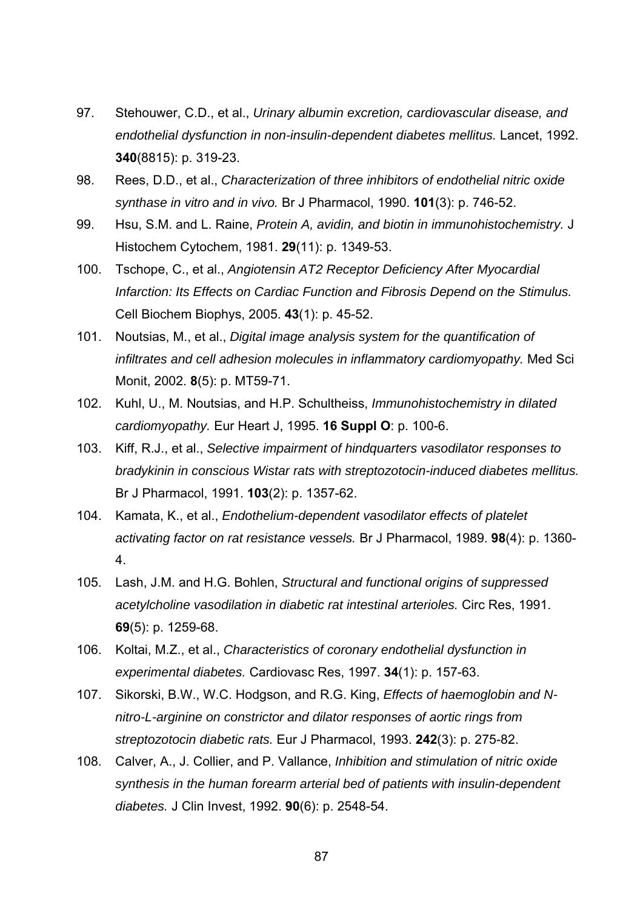97. Stehouwer, C.D., et al., *Urinary albumin excretion, cardiovascular disease, and endothelial dysfunction in non-insulin-dependent diabetes mellitus.* Lancet, 1992. **340**(8815): p. 319-23.

98. Rees, D.D., et al., *Characterization of three inhibitors of endothelial nitric oxide synthase in vitro and in vivo.* Br J Pharmacol, 1990. **101**(3): p. 746-52.

99. Hsu, S.M. and L. Raine, *Protein A, avidin, and biotin in immunohistochemistry.* J Histochem Cytochem, 1981. **29**(11): p. 1349-53.

100. Tschope, C., et al., *Angiotensin AT2 Receptor Deficiency After Myocardial Infarction: Its Effects on Cardiac Function and Fibrosis Depend on the Stimulus.* Cell Biochem Biophys, 2005. **43**(1): p. 45-52.

101. Noutsias, M., et al., *Digital image analysis system for the quantification of infiltrates and cell adhesion molecules in inflammatory cardiomyopathy.* Med Sci Monit, 2002. **8**(5): p. MT59-71.

102. Kuhl, U., M. Noutsias, and H.P. Schultheiss, *Immunohistochemistry in dilated cardiomyopathy.* Eur Heart J, 1995. **16 Suppl O**: p. 100-6.

103. Kiff, R.J., et al., *Selective impairment of hindquarters vasodilator responses to bradykinin in conscious Wistar rats with streptozotocin-induced diabetes mellitus.* Br J Pharmacol, 1991. **103**(2): p. 1357-62.

104. Kamata, K., et al., *Endothelium-dependent vasodilator effects of platelet activating factor on rat resistance vessels.* Br J Pharmacol, 1989. **98**(4): p. 1360-4.

105. Lash, J.M. and H.G. Bohlen, *Structural and functional origins of suppressed acetylcholine vasodilation in diabetic rat intestinal arterioles.* Circ Res, 1991. **69**(5): p. 1259-68.

106. Koltai, M.Z., et al., *Characteristics of coronary endothelial dysfunction in experimental diabetes.* Cardiovasc Res, 1997. **34**(1): p. 157-63.

107. Sikorski, B.W., W.C. Hodgson, and R.G. King, *Effects of haemoglobin and N-nitro-L-arginine on constrictor and dilator responses of aortic rings from streptozotocin diabetic rats.* Eur J Pharmacol, 1993. **242**(3): p. 275-82.

108. Calver, A., J. Collier, and P. Vallance, *Inhibition and stimulation of nitric oxide synthesis in the human forearm arterial bed of patients with insulin-dependent diabetes.* J Clin Invest, 1992. **90**(6): p. 2548-54.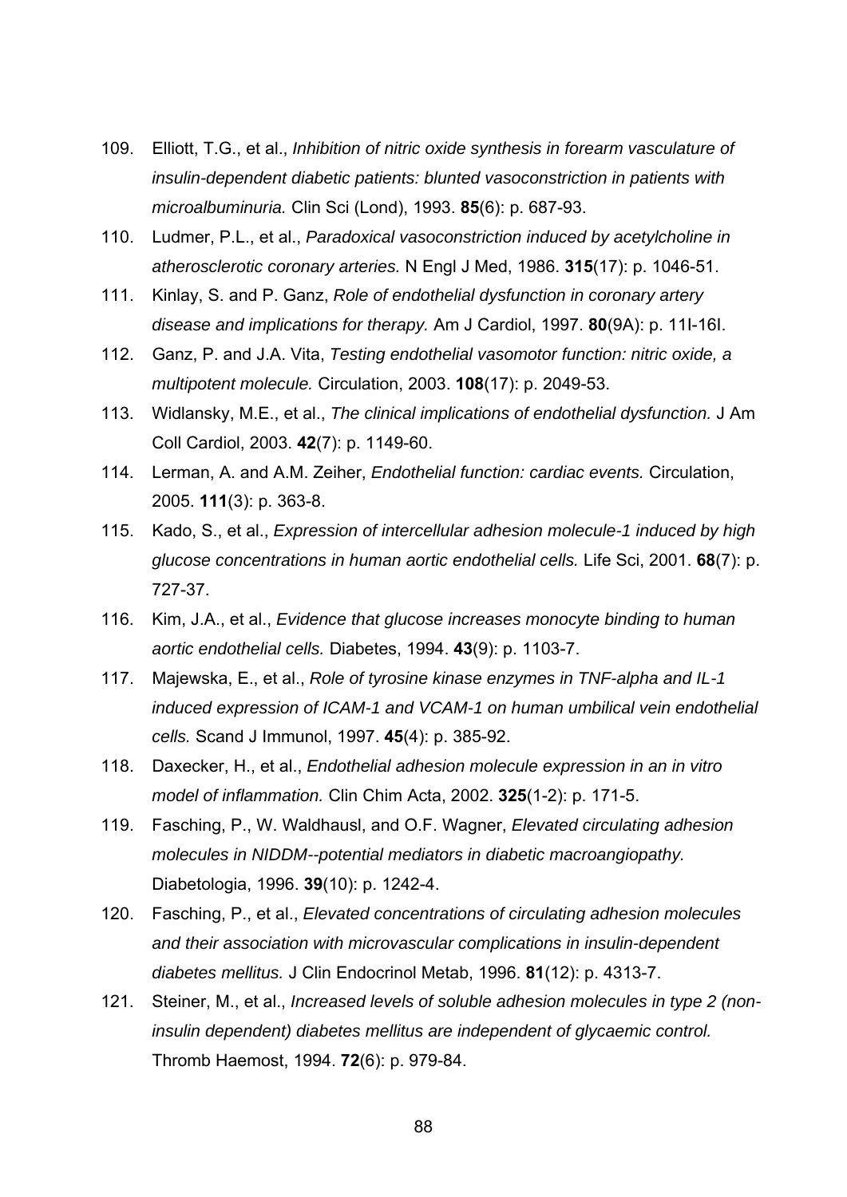109. Elliott, T.G., et al., *Inhibition of nitric oxide synthesis in forearm vasculature of insulin-dependent diabetic patients: blunted vasoconstriction in patients with microalbuminuria.* Clin Sci (Lond), 1993. **85**(6): p. 687-93.
110. Ludmer, P.L., et al., *Paradoxical vasoconstriction induced by acetylcholine in atherosclerotic coronary arteries.* N Engl J Med, 1986. **315**(17): p. 1046-51.
111. Kinlay, S. and P. Ganz, *Role of endothelial dysfunction in coronary artery disease and implications for therapy.* Am J Cardiol, 1997. **80**(9A): p. 11I-16I.
112. Ganz, P. and J.A. Vita, *Testing endothelial vasomotor function: nitric oxide, a multipotent molecule.* Circulation, 2003. **108**(17): p. 2049-53.
113. Widlansky, M.E., et al., *The clinical implications of endothelial dysfunction.* J Am Coll Cardiol, 2003. **42**(7): p. 1149-60.
114. Lerman, A. and A.M. Zeiher, *Endothelial function: cardiac events.* Circulation, 2005. **111**(3): p. 363-8.
115. Kado, S., et al., *Expression of intercellular adhesion molecule-1 induced by high glucose concentrations in human aortic endothelial cells.* Life Sci, 2001. **68**(7): p. 727-37.
116. Kim, J.A., et al., *Evidence that glucose increases monocyte binding to human aortic endothelial cells.* Diabetes, 1994. **43**(9): p. 1103-7.
117. Majewska, E., et al., *Role of tyrosine kinase enzymes in TNF-alpha and IL-1 induced expression of ICAM-1 and VCAM-1 on human umbilical vein endothelial cells.* Scand J Immunol, 1997. **45**(4): p. 385-92.
118. Daxecker, H., et al., *Endothelial adhesion molecule expression in an in vitro model of inflammation.* Clin Chim Acta, 2002. **325**(1-2): p. 171-5.
119. Fasching, P., W. Waldhausl, and O.F. Wagner, *Elevated circulating adhesion molecules in NIDDM--potential mediators in diabetic macroangiopathy.* Diabetologia, 1996. **39**(10): p. 1242-4.
120. Fasching, P., et al., *Elevated concentrations of circulating adhesion molecules and their association with microvascular complications in insulin-dependent diabetes mellitus.* J Clin Endocrinol Metab, 1996. **81**(12): p. 4313-7.
121. Steiner, M., et al., *Increased levels of soluble adhesion molecules in type 2 (non-insulin dependent) diabetes mellitus are independent of glycaemic control.* Thromb Haemost, 1994. **72**(6): p. 979-84.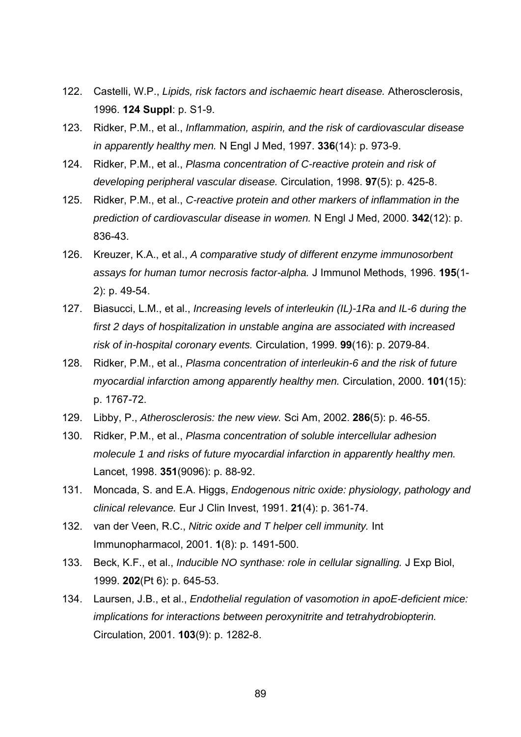122. Castelli, W.P., *Lipids, risk factors and ischaemic heart disease.* Atherosclerosis, 1996. **124 Suppl**: p. S1-9.
123. Ridker, P.M., et al., *Inflammation, aspirin, and the risk of cardiovascular disease in apparently healthy men.* N Engl J Med, 1997. **336**(14): p. 973-9.
124. Ridker, P.M., et al., *Plasma concentration of C-reactive protein and risk of developing peripheral vascular disease.* Circulation, 1998. **97**(5): p. 425-8.
125. Ridker, P.M., et al., *C-reactive protein and other markers of inflammation in the prediction of cardiovascular disease in women.* N Engl J Med, 2000. **342**(12): p. 836-43.
126. Kreuzer, K.A., et al., *A comparative study of different enzyme immunosorbent assays for human tumor necrosis factor-alpha.* J Immunol Methods, 1996. **195**(1-2): p. 49-54.
127. Biasucci, L.M., et al., *Increasing levels of interleukin (IL)-1Ra and IL-6 during the first 2 days of hospitalization in unstable angina are associated with increased risk of in-hospital coronary events.* Circulation, 1999. **99**(16): p. 2079-84.
128. Ridker, P.M., et al., *Plasma concentration of interleukin-6 and the risk of future myocardial infarction among apparently healthy men.* Circulation, 2000. **101**(15): p. 1767-72.
129. Libby, P., *Atherosclerosis: the new view.* Sci Am, 2002. **286**(5): p. 46-55.
130. Ridker, P.M., et al., *Plasma concentration of soluble intercellular adhesion molecule 1 and risks of future myocardial infarction in apparently healthy men.* Lancet, 1998. **351**(9096): p. 88-92.
131. Moncada, S. and E.A. Higgs, *Endogenous nitric oxide: physiology, pathology and clinical relevance.* Eur J Clin Invest, 1991. **21**(4): p. 361-74.
132. van der Veen, R.C., *Nitric oxide and T helper cell immunity.* Int Immunopharmacol, 2001. **1**(8): p. 1491-500.
133. Beck, K.F., et al., *Inducible NO synthase: role in cellular signalling.* J Exp Biol, 1999. **202**(Pt 6): p. 645-53.
134. Laursen, J.B., et al., *Endothelial regulation of vasomotion in apoE-deficient mice: implications for interactions between peroxynitrite and tetrahydrobiopterin.* Circulation, 2001. **103**(9): p. 1282-8.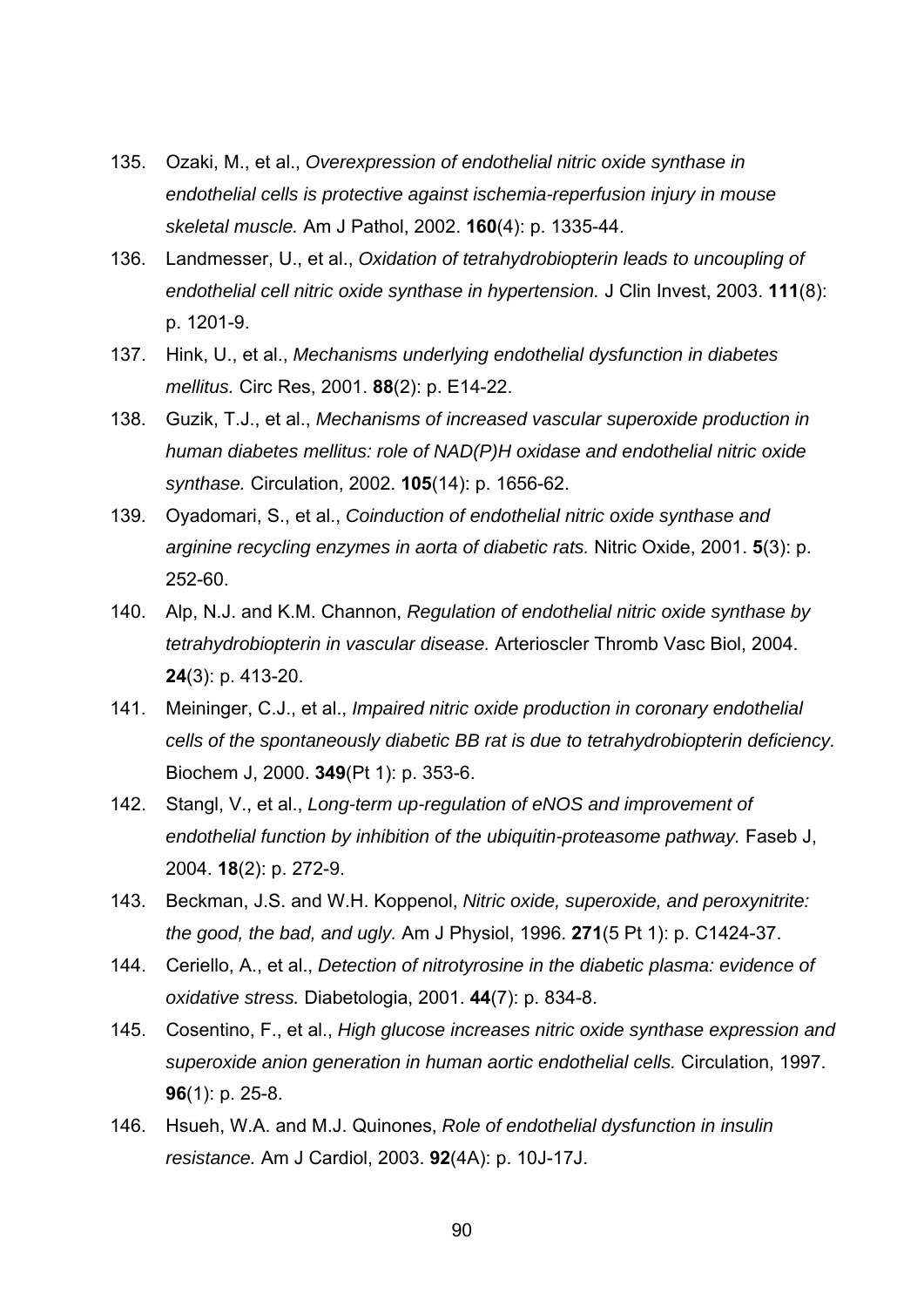135. Ozaki, M., et al., *Overexpression of endothelial nitric oxide synthase in endothelial cells is protective against ischemia-reperfusion injury in mouse skeletal muscle.* Am J Pathol, 2002. **160**(4): p. 1335-44.
136. Landmesser, U., et al., *Oxidation of tetrahydrobiopterin leads to uncoupling of endothelial cell nitric oxide synthase in hypertension.* J Clin Invest, 2003. **111**(8): p. 1201-9.
137. Hink, U., et al., *Mechanisms underlying endothelial dysfunction in diabetes mellitus.* Circ Res, 2001. **88**(2): p. E14-22.
138. Guzik, T.J., et al., *Mechanisms of increased vascular superoxide production in human diabetes mellitus: role of NAD(P)H oxidase and endothelial nitric oxide synthase.* Circulation, 2002. **105**(14): p. 1656-62.
139. Oyadomari, S., et al., *Coinduction of endothelial nitric oxide synthase and arginine recycling enzymes in aorta of diabetic rats.* Nitric Oxide, 2001. **5**(3): p. 252-60.
140. Alp, N.J. and K.M. Channon, *Regulation of endothelial nitric oxide synthase by tetrahydrobiopterin in vascular disease.* Arterioscler Thromb Vasc Biol, 2004. **24**(3): p. 413-20.
141. Meininger, C.J., et al., *Impaired nitric oxide production in coronary endothelial cells of the spontaneously diabetic BB rat is due to tetrahydrobiopterin deficiency.* Biochem J, 2000. **349**(Pt 1): p. 353-6.
142. Stangl, V., et al., *Long-term up-regulation of eNOS and improvement of endothelial function by inhibition of the ubiquitin-proteasome pathway.* Faseb J, 2004. **18**(2): p. 272-9.
143. Beckman, J.S. and W.H. Koppenol, *Nitric oxide, superoxide, and peroxynitrite: the good, the bad, and ugly.* Am J Physiol, 1996. **271**(5 Pt 1): p. C1424-37.
144. Ceriello, A., et al., *Detection of nitrotyrosine in the diabetic plasma: evidence of oxidative stress.* Diabetologia, 2001. **44**(7): p. 834-8.
145. Cosentino, F., et al., *High glucose increases nitric oxide synthase expression and superoxide anion generation in human aortic endothelial cells.* Circulation, 1997. **96**(1): p. 25-8.
146. Hsueh, W.A. and M.J. Quinones, *Role of endothelial dysfunction in insulin resistance.* Am J Cardiol, 2003. **92**(4A): p. 10J-17J.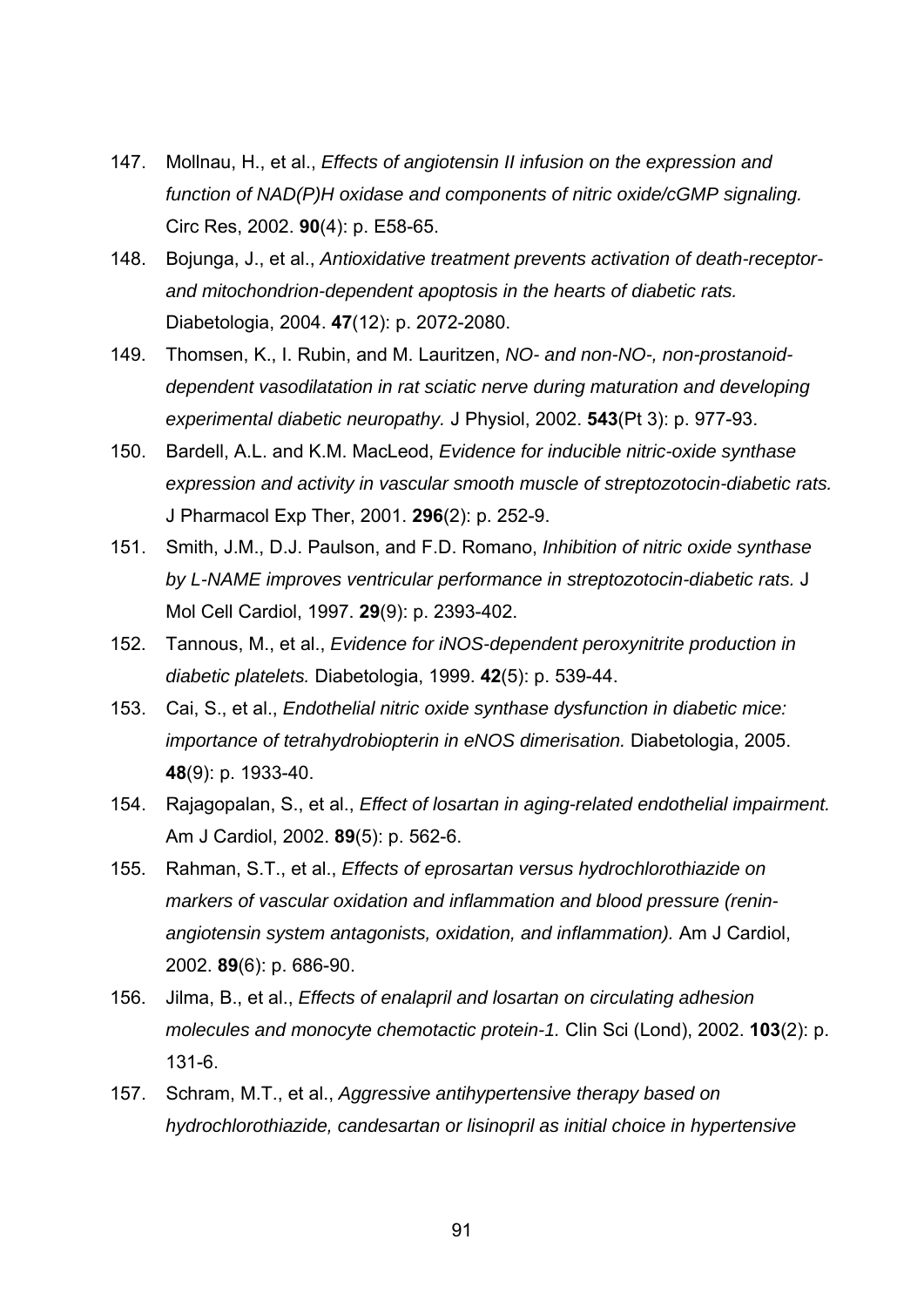147. Mollnau, H., et al., *Effects of angiotensin II infusion on the expression and function of NAD(P)H oxidase and components of nitric oxide/cGMP signaling.* Circ Res, 2002. **90**(4): p. E58-65.
148. Bojunga, J., et al., *Antioxidative treatment prevents activation of death-receptor- and mitochondrion-dependent apoptosis in the hearts of diabetic rats.* Diabetologia, 2004. **47**(12): p. 2072-2080.
149. Thomsen, K., I. Rubin, and M. Lauritzen, *NO- and non-NO-, non-prostanoid-dependent vasodilatation in rat sciatic nerve during maturation and developing experimental diabetic neuropathy.* J Physiol, 2002. **543**(Pt 3): p. 977-93.
150. Bardell, A.L. and K.M. MacLeod, *Evidence for inducible nitric-oxide synthase expression and activity in vascular smooth muscle of streptozotocin-diabetic rats.* J Pharmacol Exp Ther, 2001. **296**(2): p. 252-9.
151. Smith, J.M., D.J. Paulson, and F.D. Romano, *Inhibition of nitric oxide synthase by L-NAME improves ventricular performance in streptozotocin-diabetic rats.* J Mol Cell Cardiol, 1997. **29**(9): p. 2393-402.
152. Tannous, M., et al., *Evidence for iNOS-dependent peroxynitrite production in diabetic platelets.* Diabetologia, 1999. **42**(5): p. 539-44.
153. Cai, S., et al., *Endothelial nitric oxide synthase dysfunction in diabetic mice: importance of tetrahydrobiopterin in eNOS dimerisation.* Diabetologia, 2005. **48**(9): p. 1933-40.
154. Rajagopalan, S., et al., *Effect of losartan in aging-related endothelial impairment.* Am J Cardiol, 2002. **89**(5): p. 562-6.
155. Rahman, S.T., et al., *Effects of eprosartan versus hydrochlorothiazide on markers of vascular oxidation and inflammation and blood pressure (renin-angiotensin system antagonists, oxidation, and inflammation).* Am J Cardiol, 2002. **89**(6): p. 686-90.
156. Jilma, B., et al., *Effects of enalapril and losartan on circulating adhesion molecules and monocyte chemotactic protein-1.* Clin Sci (Lond), 2002. **103**(2): p. 131-6.
157. Schram, M.T., et al., *Aggressive antihypertensive therapy based on hydrochlorothiazide, candesartan or lisinopril as initial choice in hypertensive*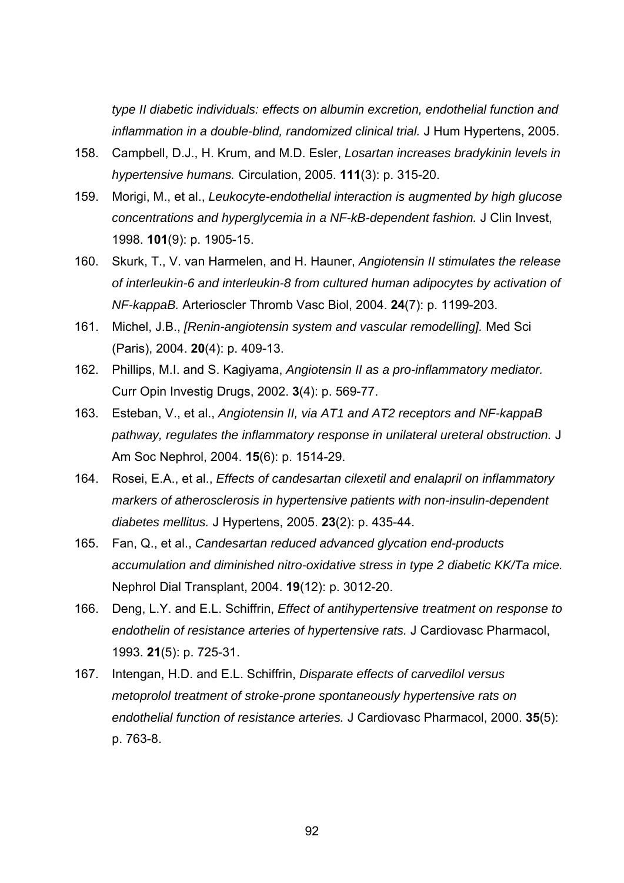*type II diabetic individuals: effects on albumin excretion, endothelial function and inflammation in a double-blind, randomized clinical trial.* J Hum Hypertens, 2005.

158. Campbell, D.J., H. Krum, and M.D. Esler, *Losartan increases bradykinin levels in hypertensive humans.* Circulation, 2005. **111**(3): p. 315-20.
159. Morigi, M., et al., *Leukocyte-endothelial interaction is augmented by high glucose concentrations and hyperglycemia in a NF-kB-dependent fashion.* J Clin Invest, 1998. **101**(9): p. 1905-15.
160. Skurk, T., V. van Harmelen, and H. Hauner, *Angiotensin II stimulates the release of interleukin-6 and interleukin-8 from cultured human adipocytes by activation of NF-kappaB.* Arterioscler Thromb Vasc Biol, 2004. **24**(7): p. 1199-203.
161. Michel, J.B., *[Renin-angiotensin system and vascular remodelling].* Med Sci (Paris), 2004. **20**(4): p. 409-13.
162. Phillips, M.I. and S. Kagiyama, *Angiotensin II as a pro-inflammatory mediator.* Curr Opin Investig Drugs, 2002. **3**(4): p. 569-77.
163. Esteban, V., et al., *Angiotensin II, via AT1 and AT2 receptors and NF-kappaB pathway, regulates the inflammatory response in unilateral ureteral obstruction.* J Am Soc Nephrol, 2004. **15**(6): p. 1514-29.
164. Rosei, E.A., et al., *Effects of candesartan cilexetil and enalapril on inflammatory markers of atherosclerosis in hypertensive patients with non-insulin-dependent diabetes mellitus.* J Hypertens, 2005. **23**(2): p. 435-44.
165. Fan, Q., et al., *Candesartan reduced advanced glycation end-products accumulation and diminished nitro-oxidative stress in type 2 diabetic KK/Ta mice.* Nephrol Dial Transplant, 2004. **19**(12): p. 3012-20.
166. Deng, L.Y. and E.L. Schiffrin, *Effect of antihypertensive treatment on response to endothelin of resistance arteries of hypertensive rats.* J Cardiovasc Pharmacol, 1993. **21**(5): p. 725-31.
167. Intengan, H.D. and E.L. Schiffrin, *Disparate effects of carvedilol versus metoprolol treatment of stroke-prone spontaneously hypertensive rats on endothelial function of resistance arteries.* J Cardiovasc Pharmacol, 2000. **35**(5): p. 763-8.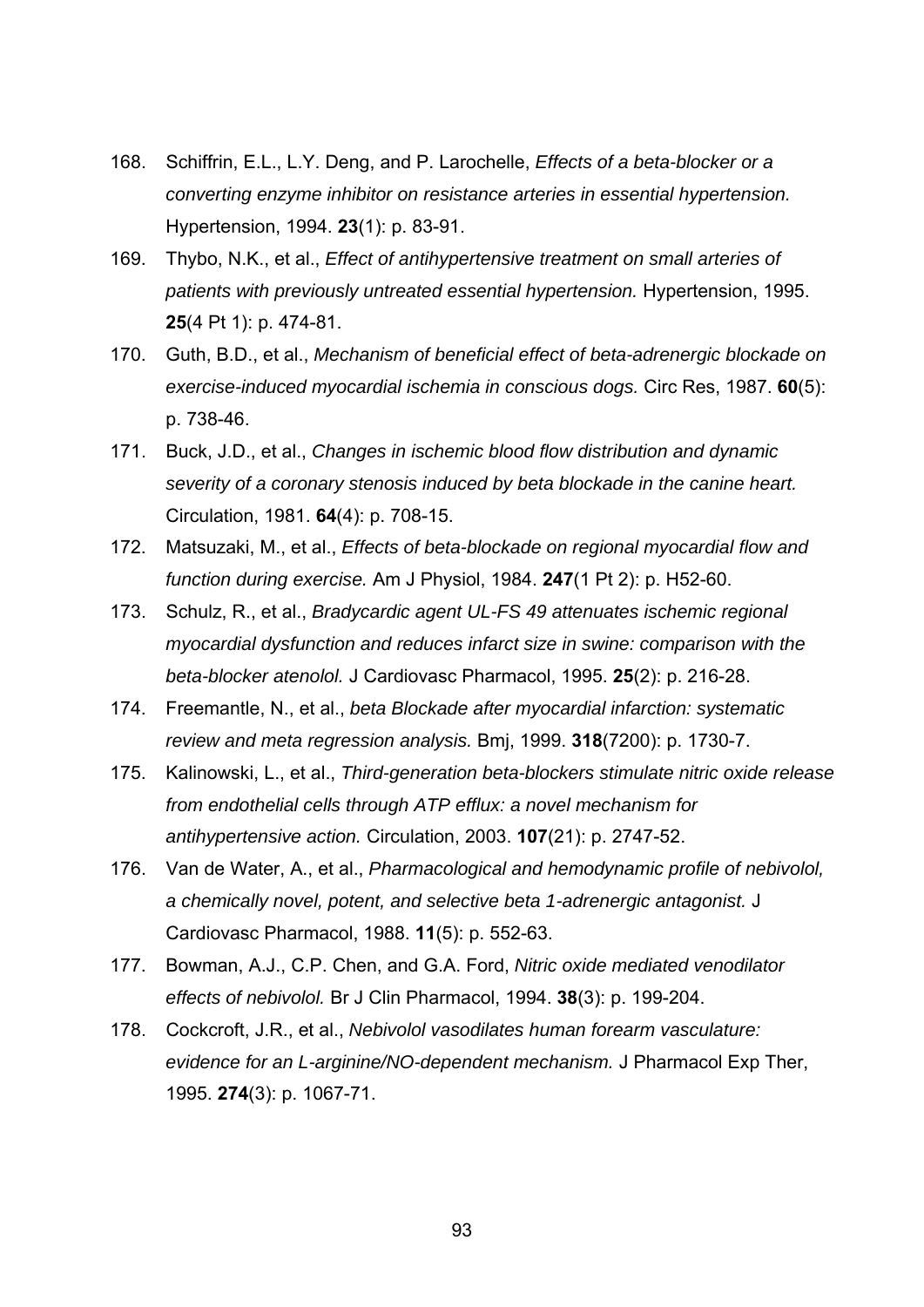168. Schiffrin, E.L., L.Y. Deng, and P. Larochelle, *Effects of a beta-blocker or a converting enzyme inhibitor on resistance arteries in essential hypertension.* Hypertension, 1994. **23**(1): p. 83-91.
169. Thybo, N.K., et al., *Effect of antihypertensive treatment on small arteries of patients with previously untreated essential hypertension.* Hypertension, 1995. **25**(4 Pt 1): p. 474-81.
170. Guth, B.D., et al., *Mechanism of beneficial effect of beta-adrenergic blockade on exercise-induced myocardial ischemia in conscious dogs.* Circ Res, 1987. **60**(5): p. 738-46.
171. Buck, J.D., et al., *Changes in ischemic blood flow distribution and dynamic severity of a coronary stenosis induced by beta blockade in the canine heart.* Circulation, 1981. **64**(4): p. 708-15.
172. Matsuzaki, M., et al., *Effects of beta-blockade on regional myocardial flow and function during exercise.* Am J Physiol, 1984. **247**(1 Pt 2): p. H52-60.
173. Schulz, R., et al., *Bradycardic agent UL-FS 49 attenuates ischemic regional myocardial dysfunction and reduces infarct size in swine: comparison with the beta-blocker atenolol.* J Cardiovasc Pharmacol, 1995. **25**(2): p. 216-28.
174. Freemantle, N., et al., *beta Blockade after myocardial infarction: systematic review and meta regression analysis.* Bmj, 1999. **318**(7200): p. 1730-7.
175. Kalinowski, L., et al., *Third-generation beta-blockers stimulate nitric oxide release from endothelial cells through ATP efflux: a novel mechanism for antihypertensive action.* Circulation, 2003. **107**(21): p. 2747-52.
176. Van de Water, A., et al., *Pharmacological and hemodynamic profile of nebivolol, a chemically novel, potent, and selective beta 1-adrenergic antagonist.* J Cardiovasc Pharmacol, 1988. **11**(5): p. 552-63.
177. Bowman, A.J., C.P. Chen, and G.A. Ford, *Nitric oxide mediated venodilator effects of nebivolol.* Br J Clin Pharmacol, 1994. **38**(3): p. 199-204.
178. Cockcroft, J.R., et al., *Nebivolol vasodilates human forearm vasculature: evidence for an L-arginine/NO-dependent mechanism.* J Pharmacol Exp Ther, 1995. **274**(3): p. 1067-71.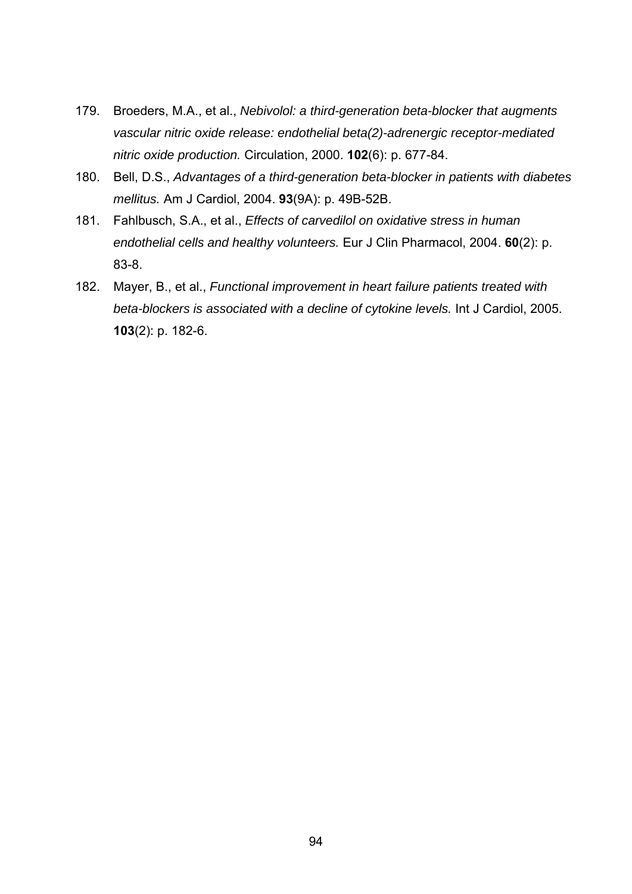179. Broeders, M.A., et al., *Nebivolol: a third-generation beta-blocker that augments vascular nitric oxide release: endothelial beta(2)-adrenergic receptor-mediated nitric oxide production.* Circulation, 2000. **102**(6): p. 677-84.
180. Bell, D.S., *Advantages of a third-generation beta-blocker in patients with diabetes mellitus.* Am J Cardiol, 2004. **93**(9A): p. 49B-52B.
181. Fahlbusch, S.A., et al., *Effects of carvedilol on oxidative stress in human endothelial cells and healthy volunteers.* Eur J Clin Pharmacol, 2004. **60**(2): p. 83-8.
182. Mayer, B., et al., *Functional improvement in heart failure patients treated with beta-blockers is associated with a decline of cytokine levels.* Int J Cardiol, 2005. **103**(2): p. 182-6.